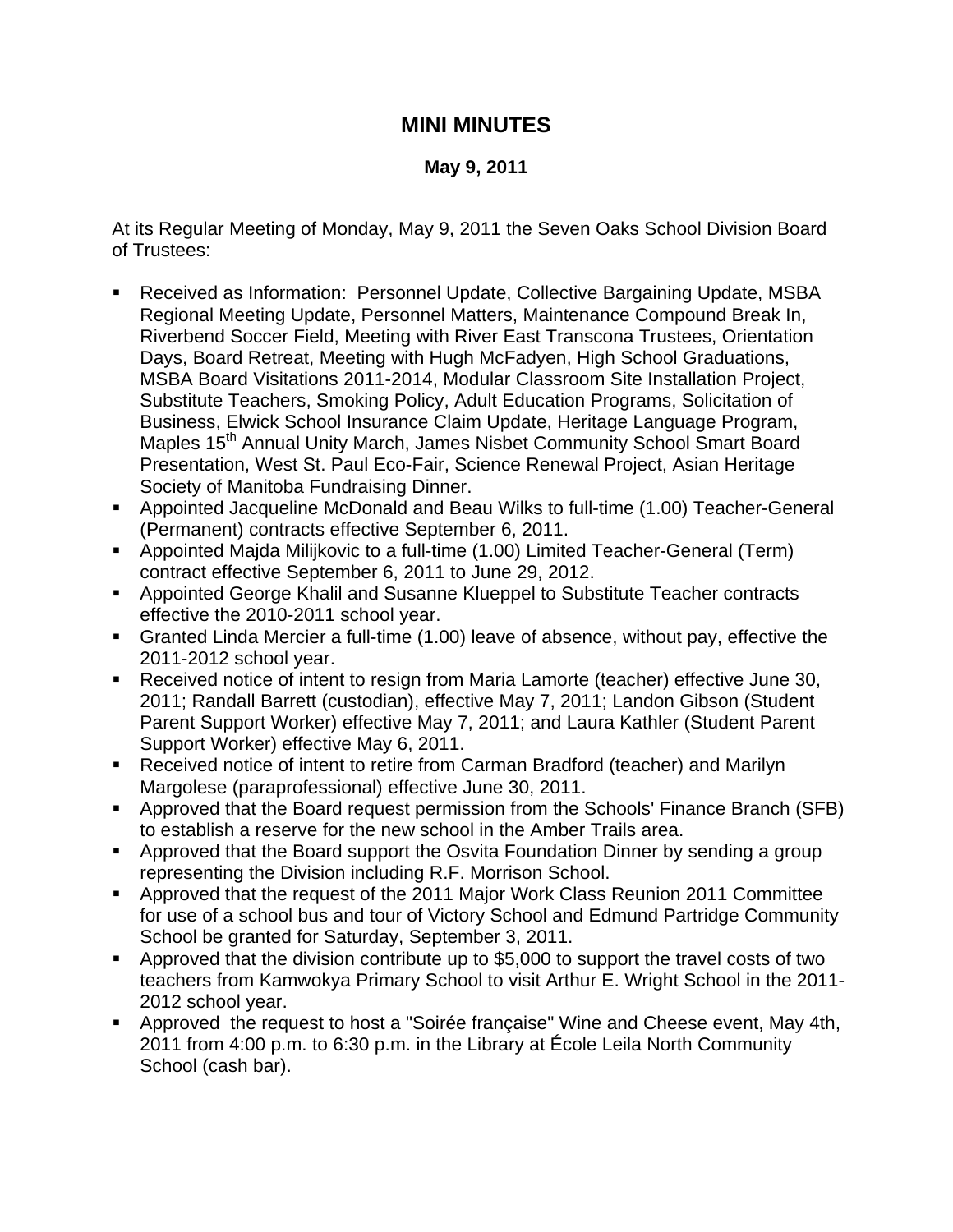# MINI MINUTES

**May 9, 2011**

At its Regular Meeting of Monday, May 9, 2011 the Seven Oaks School Division Board of Trustees:

- Received as Information: Personnel Update, Collective Bargaining Update, MSBA Regional Meeting Update, Personnel Matters, Maintenance Compound Break In, Riverbend Soccer Field, Meeting with River East Transcona Trustees, Orientation Days, Board Retreat, Meeting with Hugh McFadyen, High School Graduations, MSBA Board Visitations 2011-2014, Modular Classroom Site Installation Project, Substitute Teachers, Smoking Policy, Adult Education Programs, Solicitation of Business, Elwick School Insurance Claim Update, Heritage Language Program, Maples 15th Annual Unity March, James Nisbet Community School Smart Board Presentation, West St. Paul Eco-Fair, Science Renewal Project, Asian Heritage Society of Manitoba Fundraising Dinner.
- Appointed Jacqueline McDonald and Beau Wilks to full-time (1.00) Teacher-General (Permanent) contracts effective September 6, 2011.
- Appointed Majda Milijkovic to a full-time (1.00) Limited Teacher-General (Term) contract effective September 6, 2011 to June 29, 2012.
- Appointed George Khalil and Susanne Klueppel to Substitute Teacher contracts effective the 2010-2011 school year.
- Granted Linda Mercier a full-time (1.00) leave of absence, without pay, effective the 2011-2012 school year.
- Received notice of intent to resign from Maria Lamorte (teacher) effective June 30, 2011; Randall Barrett (custodian), effective May 7, 2011; Landon Gibson (Student Parent Support Worker) effective May 7, 2011; and Laura Kathler (Student Parent Support Worker) effective May 6, 2011.
- Received notice of intent to retire from Carman Bradford (teacher) and Marilyn Margolese (paraprofessional) effective June 30, 2011.
- Approved that the Board request permission from the Schools' Finance Branch (SFB) to establish a reserve for the new school in the Amber Trails area.
- Approved that the Board support the Osvita Foundation Dinner by sending a group representing the Division including R.F. Morrison School.
- Approved that the request of the 2011 Major Work Class Reunion 2011 Committee for use of a school bus and tour of Victory School and Edmund Partridge Community School be granted for Saturday, September 3, 2011.
- Approved that the division contribute up to $5,000 to support the travel costs of two teachers from Kamwokya Primary School to visit Arthur E. Wright School in the 2011-2012 school year.
- Approved the request to host a "Soirée française" Wine and Cheese event, May 4th, 2011 from 4:00 p.m. to 6:30 p.m. in the Library at École Leila North Community School (cash bar).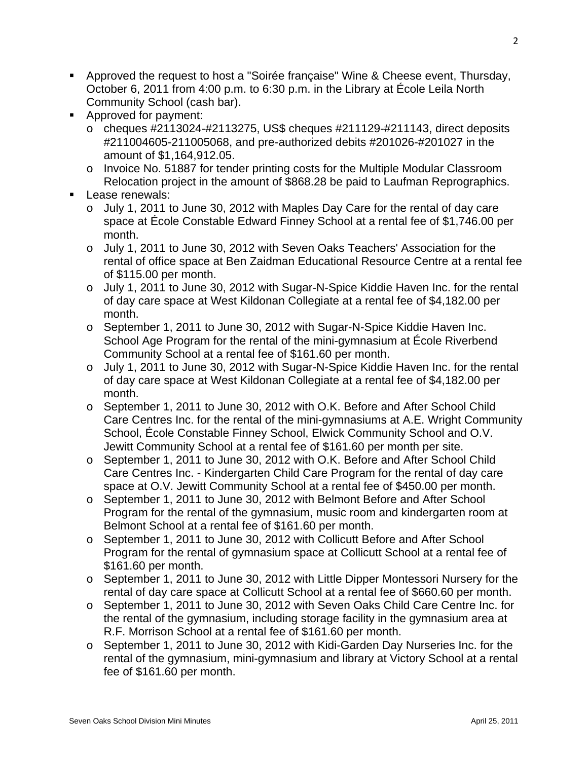- Approved the request to host a "Soirée française" Wine & Cheese event, Thursday, October 6, 2011 from 4:00 p.m. to 6:30 p.m. in the Library at École Leila North Community School (cash bar).
- Approved for payment:
  - cheques #2113024-#2113275, US$ cheques #211129-#211143, direct deposits #211004605-211005068, and pre-authorized debits #201026-#201027 in the amount of $1,164,912.05.
  - Invoice No. 51887 for tender printing costs for the Multiple Modular Classroom Relocation project in the amount of $868.28 be paid to Laufman Reprographics.
- Lease renewals:
  - July 1, 2011 to June 30, 2012 with Maples Day Care for the rental of day care space at École Constable Edward Finney School at a rental fee of $1,746.00 per month.
  - July 1, 2011 to June 30, 2012 with Seven Oaks Teachers' Association for the rental of office space at Ben Zaidman Educational Resource Centre at a rental fee of $115.00 per month.
  - July 1, 2011 to June 30, 2012 with Sugar-N-Spice Kiddie Haven Inc. for the rental of day care space at West Kildonan Collegiate at a rental fee of $4,182.00 per month.
  - September 1, 2011 to June 30, 2012 with Sugar-N-Spice Kiddie Haven Inc. School Age Program for the rental of the mini-gymnasium at École Riverbend Community School at a rental fee of $161.60 per month.
  - July 1, 2011 to June 30, 2012 with Sugar-N-Spice Kiddie Haven Inc. for the rental of day care space at West Kildonan Collegiate at a rental fee of $4,182.00 per month.
  - September 1, 2011 to June 30, 2012 with O.K. Before and After School Child Care Centres Inc. for the rental of the mini-gymnasiums at A.E. Wright Community School, École Constable Finney School, Elwick Community School and O.V. Jewitt Community School at a rental fee of $161.60 per month per site.
  - September 1, 2011 to June 30, 2012 with O.K. Before and After School Child Care Centres Inc. - Kindergarten Child Care Program for the rental of day care space at O.V. Jewitt Community School at a rental fee of $450.00 per month.
  - September 1, 2011 to June 30, 2012 with Belmont Before and After School Program for the rental of the gymnasium, music room and kindergarten room at Belmont School at a rental fee of $161.60 per month.
  - September 1, 2011 to June 30, 2012 with Collicutt Before and After School Program for the rental of gymnasium space at Collicutt School at a rental fee of $161.60 per month.
  - September 1, 2011 to June 30, 2012 with Little Dipper Montessori Nursery for the rental of day care space at Collicutt School at a rental fee of $660.60 per month.
  - September 1, 2011 to June 30, 2012 with Seven Oaks Child Care Centre Inc. for the rental of the gymnasium, including storage facility in the gymnasium area at R.F. Morrison School at a rental fee of $161.60 per month.
  - September 1, 2011 to June 30, 2012 with Kidi-Garden Day Nurseries Inc. for the rental of the gymnasium, mini-gymnasium and library at Victory School at a rental fee of $161.60 per month.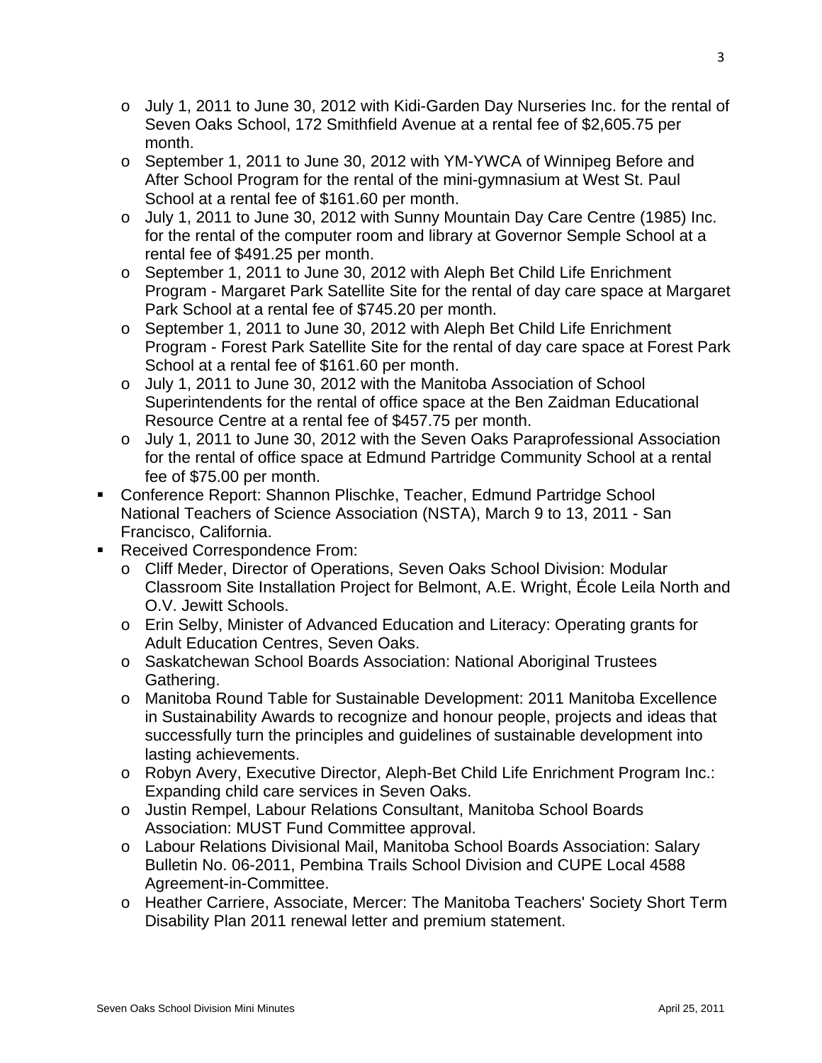- July 1, 2011 to June 30, 2012 with Kidi-Garden Day Nurseries Inc. for the rental of Seven Oaks School, 172 Smithfield Avenue at a rental fee of $2,605.75 per month.
  - September 1, 2011 to June 30, 2012 with YM-YWCA of Winnipeg Before and After School Program for the rental of the mini-gymnasium at West St. Paul School at a rental fee of $161.60 per month.
  - July 1, 2011 to June 30, 2012 with Sunny Mountain Day Care Centre (1985) Inc. for the rental of the computer room and library at Governor Semple School at a rental fee of $491.25 per month.
  - September 1, 2011 to June 30, 2012 with Aleph Bet Child Life Enrichment Program - Margaret Park Satellite Site for the rental of day care space at Margaret Park School at a rental fee of $745.20 per month.
  - September 1, 2011 to June 30, 2012 with Aleph Bet Child Life Enrichment Program - Forest Park Satellite Site for the rental of day care space at Forest Park School at a rental fee of $161.60 per month.
  - July 1, 2011 to June 30, 2012 with the Manitoba Association of School Superintendents for the rental of office space at the Ben Zaidman Educational Resource Centre at a rental fee of $457.75 per month.
  - July 1, 2011 to June 30, 2012 with the Seven Oaks Paraprofessional Association for the rental of office space at Edmund Partridge Community School at a rental fee of $75.00 per month.
- Conference Report: Shannon Plischke, Teacher, Edmund Partridge School National Teachers of Science Association (NSTA), March 9 to 13, 2011 - San Francisco, California.
- Received Correspondence From:
  - Cliff Meder, Director of Operations, Seven Oaks School Division: Modular Classroom Site Installation Project for Belmont, A.E. Wright, École Leila North and O.V. Jewitt Schools.
  - Erin Selby, Minister of Advanced Education and Literacy: Operating grants for Adult Education Centres, Seven Oaks.
  - Saskatchewan School Boards Association: National Aboriginal Trustees Gathering.
  - Manitoba Round Table for Sustainable Development: 2011 Manitoba Excellence in Sustainability Awards to recognize and honour people, projects and ideas that successfully turn the principles and guidelines of sustainable development into lasting achievements.
  - Robyn Avery, Executive Director, Aleph-Bet Child Life Enrichment Program Inc.: Expanding child care services in Seven Oaks.
  - Justin Rempel, Labour Relations Consultant, Manitoba School Boards Association: MUST Fund Committee approval.
  - Labour Relations Divisional Mail, Manitoba School Boards Association: Salary Bulletin No. 06-2011, Pembina Trails School Division and CUPE Local 4588 Agreement-in-Committee.
  - Heather Carriere, Associate, Mercer: The Manitoba Teachers' Society Short Term Disability Plan 2011 renewal letter and premium statement.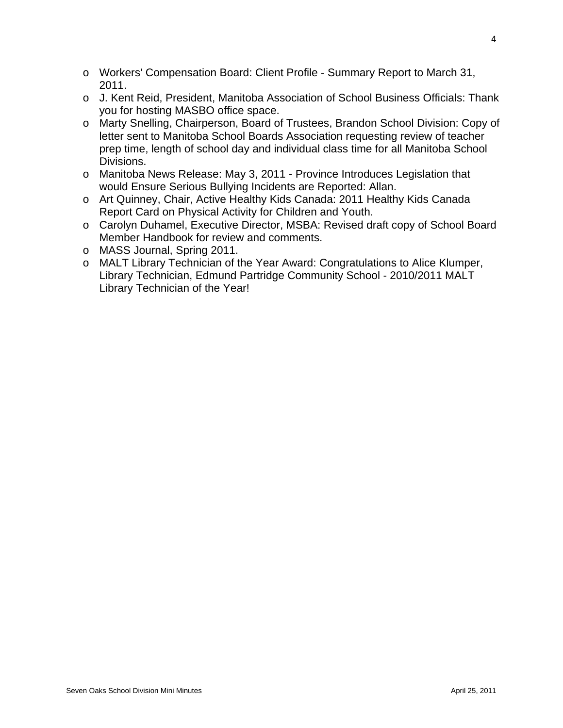- Workers' Compensation Board: Client Profile - Summary Report to March 31, 2011.
- J. Kent Reid, President, Manitoba Association of School Business Officials: Thank you for hosting MASBO office space.
- Marty Snelling, Chairperson, Board of Trustees, Brandon School Division: Copy of letter sent to Manitoba School Boards Association requesting review of teacher prep time, length of school day and individual class time for all Manitoba School Divisions.
- Manitoba News Release: May 3, 2011 - Province Introduces Legislation that would Ensure Serious Bullying Incidents are Reported: Allan.
- Art Quinney, Chair, Active Healthy Kids Canada: 2011 Healthy Kids Canada Report Card on Physical Activity for Children and Youth.
- Carolyn Duhamel, Executive Director, MSBA: Revised draft copy of School Board Member Handbook for review and comments.
- MASS Journal, Spring 2011.
- MALT Library Technician of the Year Award: Congratulations to Alice Klumper, Library Technician, Edmund Partridge Community School - 2010/2011 MALT Library Technician of the Year!